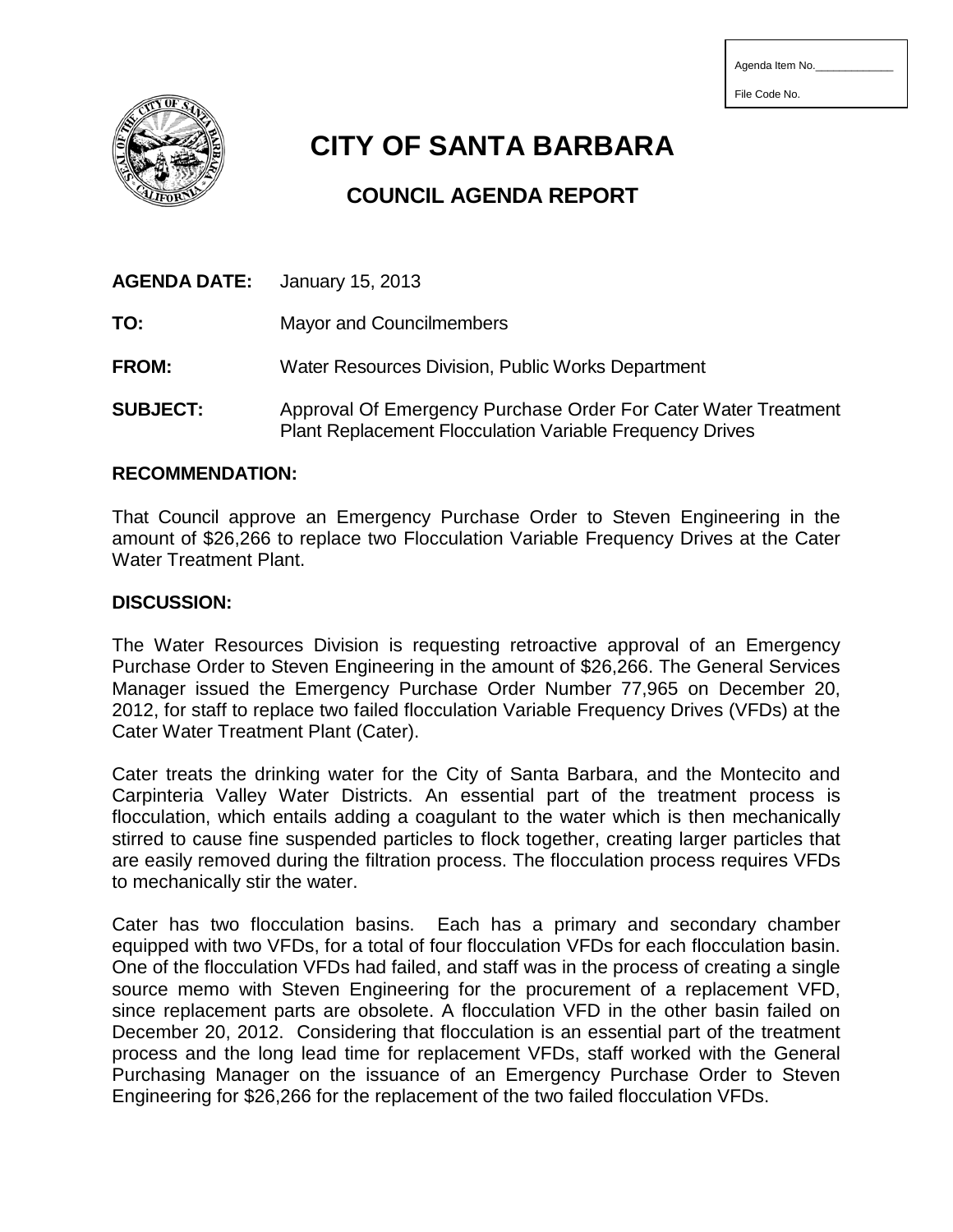Agenda Item No.______________

File Code No.

# CITY OF SANTA BARBARA

## COUNCIL AGENDA REPORT

**AGENDA DATE:** January 15, 2013

**TO:** Mayor and Councilmembers

**FROM:** Water Resources Division, Public Works Department

**SUBJECT:** Approval Of Emergency Purchase Order For Cater Water Treatment Plant Replacement Flocculation Variable Frequency Drives

### RECOMMENDATION:

That Council approve an Emergency Purchase Order to Steven Engineering in the amount of $26,266 to replace two Flocculation Variable Frequency Drives at the Cater Water Treatment Plant.

### DISCUSSION:

The Water Resources Division is requesting retroactive approval of an Emergency Purchase Order to Steven Engineering in the amount of $26,266. The General Services Manager issued the Emergency Purchase Order Number 77,965 on December 20, 2012, for staff to replace two failed flocculation Variable Frequency Drives (VFDs) at the Cater Water Treatment Plant (Cater).

Cater treats the drinking water for the City of Santa Barbara, and the Montecito and Carpinteria Valley Water Districts. An essential part of the treatment process is flocculation, which entails adding a coagulant to the water which is then mechanically stirred to cause fine suspended particles to flock together, creating larger particles that are easily removed during the filtration process. The flocculation process requires VFDs to mechanically stir the water.

Cater has two flocculation basins. Each has a primary and secondary chamber equipped with two VFDs, for a total of four flocculation VFDs for each flocculation basin. One of the flocculation VFDs had failed, and staff was in the process of creating a single source memo with Steven Engineering for the procurement of a replacement VFD, since replacement parts are obsolete. A flocculation VFD in the other basin failed on December 20, 2012. Considering that flocculation is an essential part of the treatment process and the long lead time for replacement VFDs, staff worked with the General Purchasing Manager on the issuance of an Emergency Purchase Order to Steven Engineering for $26,266 for the replacement of the two failed flocculation VFDs.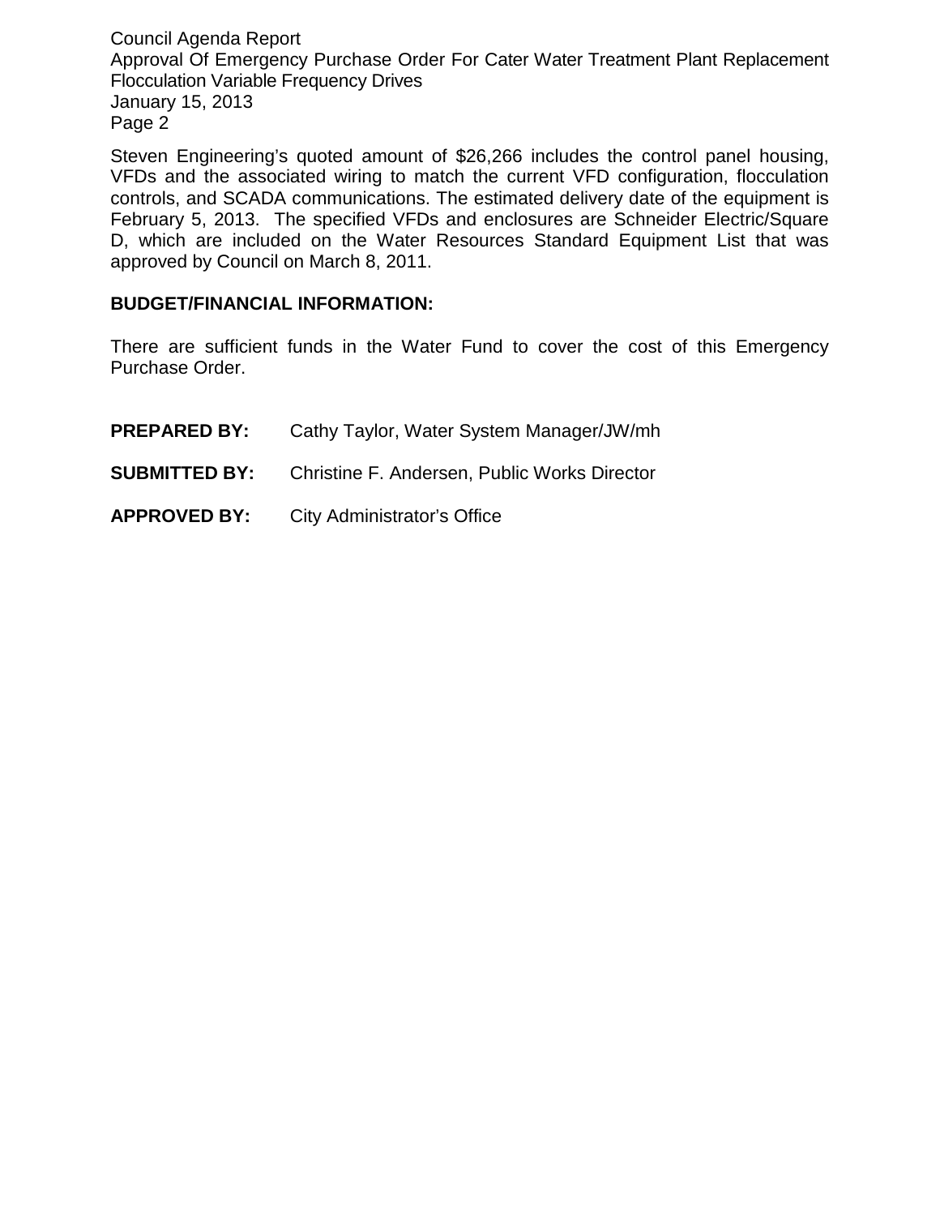Steven Engineering's quoted amount of $26,266 includes the control panel housing, VFDs and the associated wiring to match the current VFD configuration, flocculation controls, and SCADA communications. The estimated delivery date of the equipment is February 5, 2013. The specified VFDs and enclosures are Schneider Electric/Square D, which are included on the Water Resources Standard Equipment List that was approved by Council on March 8, 2011.

**BUDGET/FINANCIAL INFORMATION:**

There are sufficient funds in the Water Fund to cover the cost of this Emergency Purchase Order.

**PREPARED BY:** Cathy Taylor, Water System Manager/JW/mh

**SUBMITTED BY:** Christine F. Andersen, Public Works Director

**APPROVED BY:** City Administrator's Office